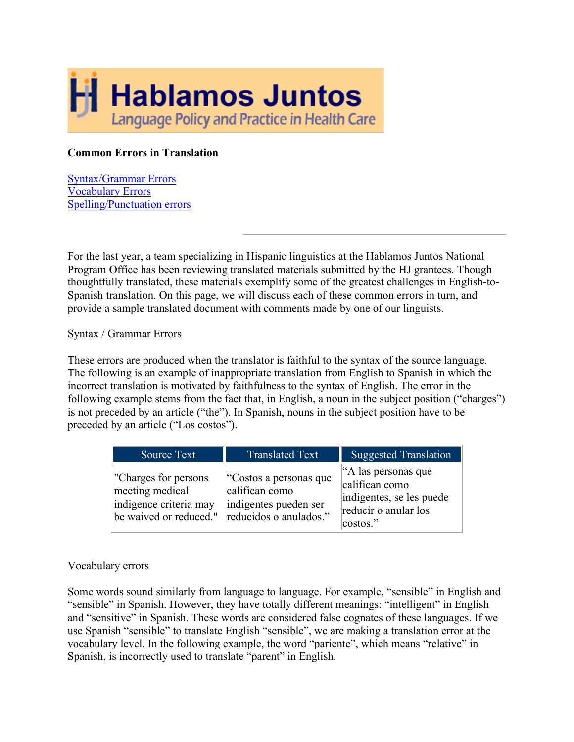# Hablamos Juntos

Language Policy and Practice in Health Care

**Common Errors in Translation**

[Syntax/Grammar Errors](#)
[Vocabulary Errors](#)
[Spelling/Punctuation errors](#)

---

For the last year, a team specializing in Hispanic linguistics at the Hablamos Juntos National Program Office has been reviewing translated materials submitted by the HJ grantees. Though thoughtfully translated, these materials exemplify some of the greatest challenges in English-to-Spanish translation. On this page, we will discuss each of these common errors in turn, and provide a sample translated document with comments made by one of our linguists.

Syntax / Grammar Errors

These errors are produced when the translator is faithful to the syntax of the source language. The following is an example of inappropriate translation from English to Spanish in which the incorrect translation is motivated by faithfulness to the syntax of English. The error in the following example stems from the fact that, in English, a noun in the subject position ("charges") is not preceded by an article ("the"). In Spanish, nouns in the subject position have to be preceded by an article ("Los costos").

| Source Text | Translated Text | Suggested Translation |
|---|---|---|
| "Charges for persons meeting medical indigence criteria may be waived or reduced." | "Costos a personas que califican como indigentes pueden ser reducidos o anulados." | "A las personas que califican como indigentes, se les puede reducir o anular los costos." |

Vocabulary errors

Some words sound similarly from language to language. For example, "sensible" in English and "sensible" in Spanish. However, they have totally different meanings: "intelligent" in English and "sensitive" in Spanish. These words are considered false cognates of these languages. If we use Spanish "sensible" to translate English "sensible", we are making a translation error at the vocabulary level. In the following example, the word "pariente", which means "relative" in Spanish, is incorrectly used to translate "parent" in English.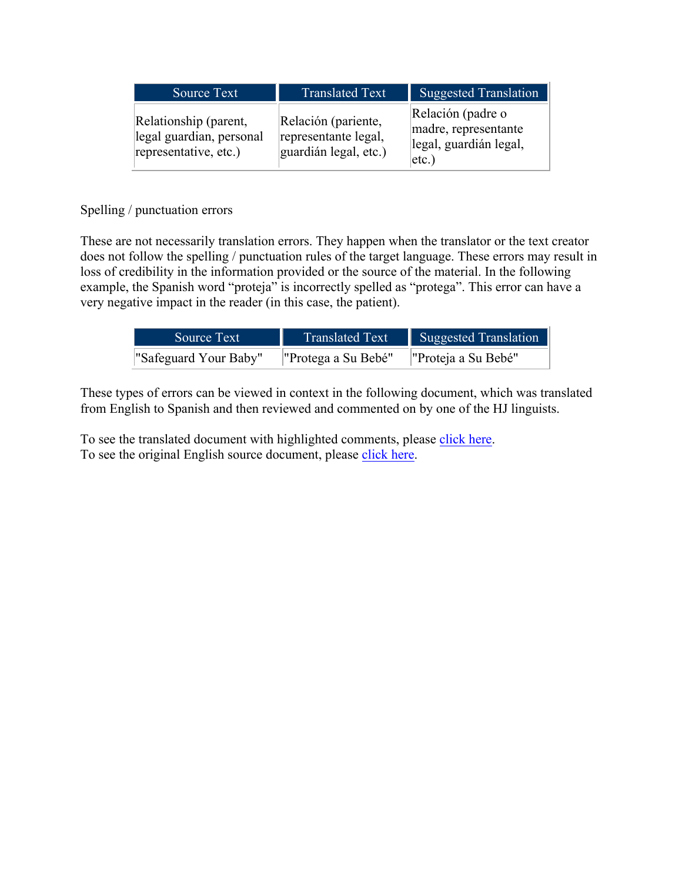| Source Text | Translated Text | Suggested Translation |
| --- | --- | --- |
| Relationship (parent, legal guardian, personal representative, etc.) | Relación (pariente, representante legal, guardián legal, etc.) | Relación (padre o madre, representante legal, guardián legal, etc.) |

Spelling / punctuation errors

These are not necessarily translation errors. They happen when the translator or the text creator does not follow the spelling / punctuation rules of the target language. These errors may result in loss of credibility in the information provided or the source of the material. In the following example, the Spanish word "proteja" is incorrectly spelled as "protega". This error can have a very negative impact in the reader (in this case, the patient).

| Source Text | Translated Text | Suggested Translation |
| --- | --- | --- |
| "Safeguard Your Baby" | "Protega a Su Bebé" | "Proteja a Su Bebé" |

These types of errors can be viewed in context in the following document, which was translated from English to Spanish and then reviewed and commented on by one of the HJ linguists.

To see the translated document with highlighted comments, please click here.
To see the original English source document, please click here.